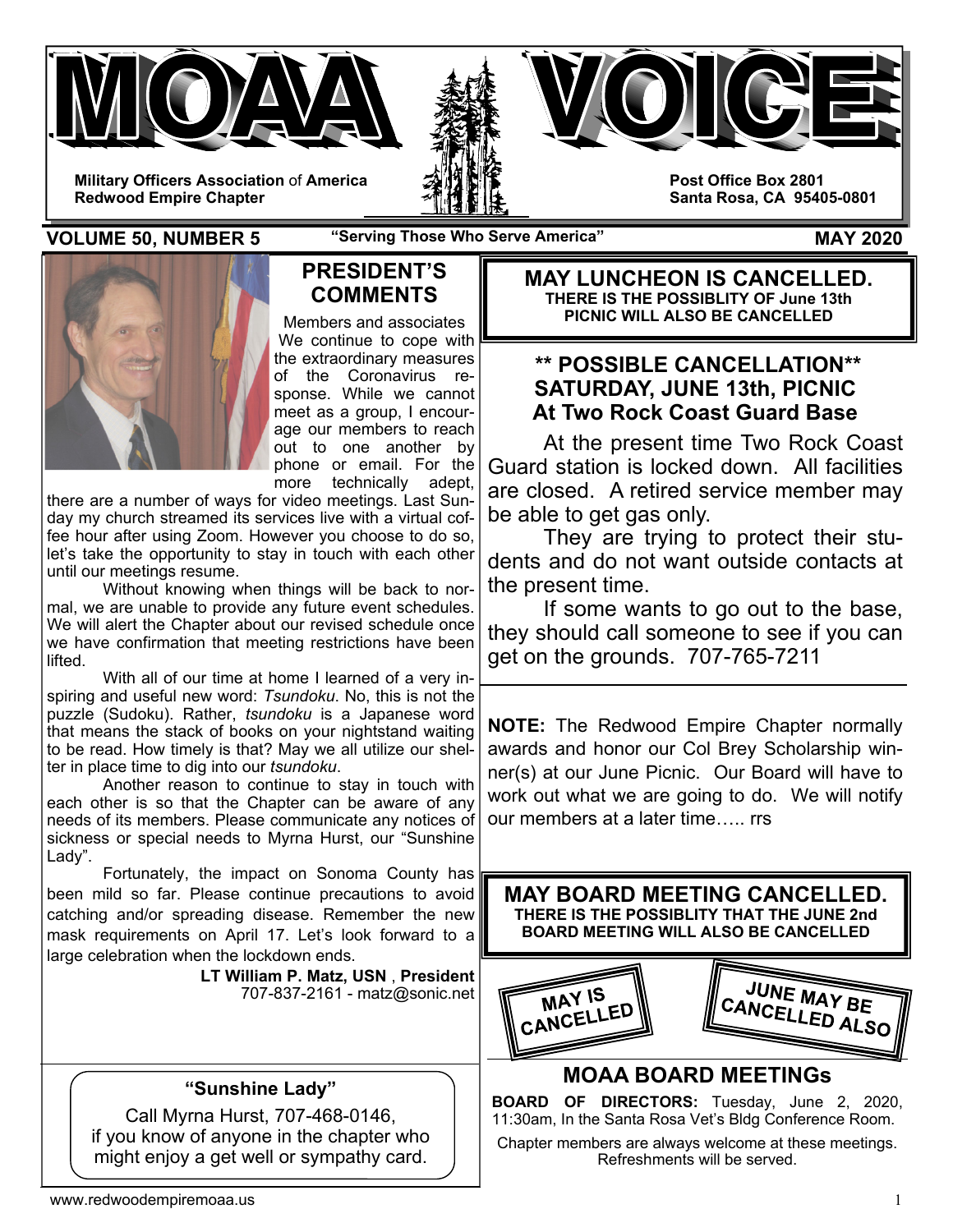# MOAA VOICE

**Military Officers Association of America**
**Redwood Empire Chapter**

**Post Office Box 2801**
**Santa Rosa, CA 95405-0801**

**VOLUME 50, NUMBER 5** — **"Serving Those Who Serve America"** — **MAY 2020**

## PRESIDENT'S COMMENTS

Members and associates

We continue to cope with the extraordinary measures of the Coronavirus response. While we cannot meet as a group, I encourage our members to reach out to one another by phone or email. For the more technically adept, there are a number of ways for video meetings. Last Sunday my church streamed its services live with a virtual coffee hour after using Zoom. However you choose to do so, let's take the opportunity to stay in touch with each other until our meetings resume.

Without knowing when things will be back to normal, we are unable to provide any future event schedules. We will alert the Chapter about our revised schedule once we have confirmation that meeting restrictions have been lifted.

With all of our time at home I learned of a very inspiring and useful new word: *Tsundoku*. No, this is not the puzzle (Sudoku). Rather, *tsundoku* is a Japanese word that means the stack of books on your nightstand waiting to be read. How timely is that? May we all utilize our shelter in place time to dig into our *tsundoku*.

Another reason to continue to stay in touch with each other is so that the Chapter can be aware of any needs of its members. Please communicate any notices of sickness or special needs to Myrna Hurst, our "Sunshine Lady".

Fortunately, the impact on Sonoma County has been mild so far. Please continue precautions to avoid catching and/or spreading disease. Remember the new mask requirements on April 17. Let's look forward to a large celebration when the lockdown ends.

**LT William P. Matz, USN**, **President**
707-837-2161 - matz@sonic.net

### "Sunshine Lady"

Call Myrna Hurst, 707-468-0146, if you know of anyone in the chapter who might enjoy a get well or sympathy card.

## MAY LUNCHEON IS CANCELLED.

**THERE IS THE POSSIBLITY OF June 13th PICNIC WILL ALSO BE CANCELLED**

## ** POSSIBLE CANCELLATION** SATURDAY, JUNE 13th, PICNIC At Two Rock Coast Guard Base

At the present time Two Rock Coast Guard station is locked down. All facilities are closed. A retired service member may be able to get gas only.

They are trying to protect their students and do not want outside contacts at the present time.

If some wants to go out to the base, they should call someone to see if you can get on the grounds. 707-765-7211

**NOTE:** The Redwood Empire Chapter normally awards and honor our Col Brey Scholarship winner(s) at our June Picnic. Our Board will have to work out what we are going to do. We will notify our members at a later time….. rrs

## MAY BOARD MEETING CANCELLED.

**THERE IS THE POSSIBLITY THAT THE JUNE 2nd BOARD MEETING WILL ALSO BE CANCELLED**

MAY IS CANCELLED

JUNE MAY BE CANCELLED ALSO

## MOAA BOARD MEETINGs

**BOARD OF DIRECTORS:** Tuesday, June 2, 2020, 11:30am, In the Santa Rosa Vet's Bldg Conference Room.

Chapter members are always welcome at these meetings. Refreshments will be served.

www.redwoodempiremoaa.us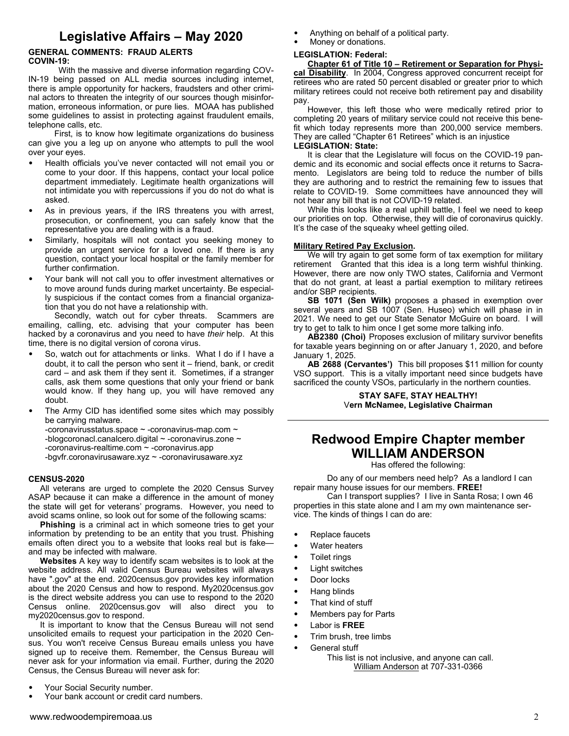# Legislative Affairs – May 2020

**GENERAL COMMENTS: FRAUD ALERTS**
**COVIN-19:**

With the massive and diverse information regarding COVIN-19 being passed on ALL media sources including internet, there is ample opportunity for hackers, fraudsters and other criminal actors to threaten the integrity of our sources though misinformation, erroneous information, or pure lies. MOAA has published some guidelines to assist in protecting against fraudulent emails, telephone calls, etc.

First, is to know how legitimate organizations do business can give you a leg up on anyone who attempts to pull the wool over your eyes.

- Health officials you've never contacted will not email you or come to your door. If this happens, contact your local police department immediately. Legitimate health organizations will not intimidate you with repercussions if you do not do what is asked.
- As in previous years, if the IRS threatens you with arrest, prosecution, or confinement, you can safely know that the representative you are dealing with is a fraud.
- Similarly, hospitals will not contact you seeking money to provide an urgent service for a loved one. If there is any question, contact your local hospital or the family member for further confirmation.
- Your bank will not call you to offer investment alternatives or to move around funds during market uncertainty. Be especially suspicious if the contact comes from a financial organization that you do not have a relationship with.

Secondly, watch out for cyber threats. Scammers are emailing, calling, etc. advising that your computer has been hacked by a coronavirus and you need to have *their* help. At this time, there is no digital version of corona virus.

- So, watch out for attachments or links. What I do if I have a doubt, it to call the person who sent it – friend, bank, or credit card – and ask them if they sent it. Sometimes, if a stranger calls, ask them some questions that only your friend or bank would know. If they hang up, you will have removed any doubt.
- The Army CID has identified some sites which may possibly be carrying malware.
  -coronavirusstatus.space ~ -coronavirus-map.com ~
  -blogcoronacl.canalcero.digital ~ -coronavirus.zone ~
  -coronavirus-realtime.com ~ -coronavirus.app
  -bgvfr.coronavirusaware.xyz ~ -coronavirusaware.xyz

**CENSUS-2020**

All veterans are urged to complete the 2020 Census Survey ASAP because it can make a difference in the amount of money the state will get for veterans' programs. However, you need to avoid scams online, so look out for some of the following scams:

**Phishing** is a criminal act in which someone tries to get your information by pretending to be an entity that you trust. Phishing emails often direct you to a website that looks real but is fake—and may be infected with malware.

**Websites** A key way to identify scam websites is to look at the website address. All valid Census Bureau websites will always have ".gov" at the end. 2020census.gov provides key information about the 2020 Census and how to respond. My2020census.gov is the direct website address you can use to respond to the 2020 Census online. 2020census.gov will also direct you to my2020census.gov to respond.

It is important to know that the Census Bureau will not send unsolicited emails to request your participation in the 2020 Census. You won't receive Census Bureau emails unless you have signed up to receive them. Remember, the Census Bureau will never ask for your information via email. Further, during the 2020 Census, the Census Bureau will never ask for:

- Your Social Security number.
- Your bank account or credit card numbers.
- Anything on behalf of a political party.
- Money or donations.

**LEGISLATION: Federal:**

**Chapter 61 of Title 10 – Retirement or Separation for Physical Disability**. In 2004, Congress approved concurrent receipt for retirees who are rated 50 percent disabled or greater prior to which military retirees could not receive both retirement pay and disability pay.

However, this left those who were medically retired prior to completing 20 years of military service could not receive this benefit which today represents more than 200,000 service members. They are called "Chapter 61 Retirees" which is an injustice

**LEGISLATION: State:**

It is clear that the Legislature will focus on the COVID-19 pandemic and its economic and social effects once it returns to Sacramento. Legislators are being told to reduce the number of bills they are authoring and to restrict the remaining few to issues that relate to COVID-19. Some committees have announced they will not hear any bill that is not COVID-19 related.

While this looks like a real uphill battle, I feel we need to keep our priorities on top. Otherwise, they will die of coronavirus quickly. It's the case of the squeaky wheel getting oiled.

**Military Retired Pay Exclusion.**

We will try again to get some form of tax exemption for military retirement Granted that this idea is a long term wishful thinking. However, there are now only TWO states, California and Vermont that do not grant, at least a partial exemption to military retirees and/or SBP recipients.

**SB 1071 (Sen Wilk)** proposes a phased in exemption over several years and SB 1007 (Sen. Huseo) which will phase in in 2021. We need to get our State Senator McGuire on board. I will try to get to talk to him once I get some more talking info.

**AB2380 (Choi)** Proposes exclusion of military survivor benefits for taxable years beginning on or after January 1, 2020, and before January 1, 2025.

**AB 2688 (Cervantes')** This bill proposes $11 million for county VSO support. This is a vitally important need since budgets have sacrificed the county VSOs, particularly in the northern counties.

**STAY SAFE, STAY HEALTHY!**
**Vern McNamee, Legislative Chairman**

---

# Redwood Empire Chapter member WILLIAM ANDERSON

Has offered the following:

Do any of our members need help? As a landlord I can repair many house issues for our members. **FREE!**

Can I transport supplies? I live in Santa Rosa; I own 46 properties in this state alone and I am my own maintenance service. The kinds of things I can do are:

- Replace faucets
- Water heaters
- Toilet rings
- Light switches
- Door locks
- Hang blinds
- That kind of stuff
- Members pay for Parts
- Labor is **FREE**
- Trim brush, tree limbs
- General stuff

This list is not inclusive, and anyone can call.
William Anderson at 707-331-0366

www.redwoodempiremoaa.us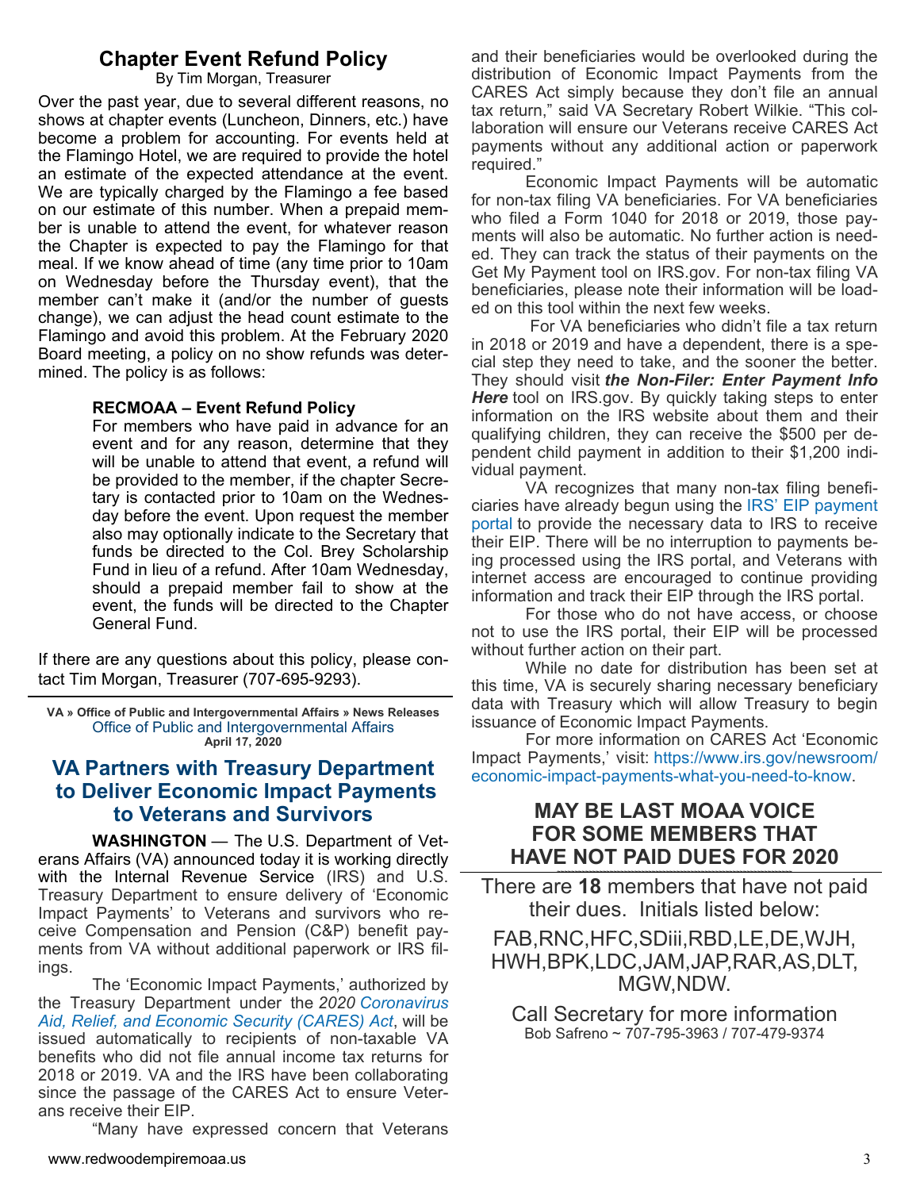## Chapter Event Refund Policy

By Tim Morgan, Treasurer

Over the past year, due to several different reasons, no shows at chapter events (Luncheon, Dinners, etc.) have become a problem for accounting. For events held at the Flamingo Hotel, we are required to provide the hotel an estimate of the expected attendance at the event. We are typically charged by the Flamingo a fee based on our estimate of this number. When a prepaid member is unable to attend the event, for whatever reason the Chapter is expected to pay the Flamingo for that meal. If we know ahead of time (any time prior to 10am on Wednesday before the Thursday event), that the member can't make it (and/or the number of guests change), we can adjust the head count estimate to the Flamingo and avoid this problem. At the February 2020 Board meeting, a policy on no show refunds was determined. The policy is as follows:

> **RECMOAA – Event Refund Policy**
>
> For members who have paid in advance for an event and for any reason, determine that they will be unable to attend that event, a refund will be provided to the member, if the chapter Secretary is contacted prior to 10am on the Wednesday before the event. Upon request the member also may optionally indicate to the Secretary that funds be directed to the Col. Brey Scholarship Fund in lieu of a refund. After 10am Wednesday, should a prepaid member fail to show at the event, the funds will be directed to the Chapter General Fund.

If there are any questions about this policy, please contact Tim Morgan, Treasurer (707-695-9293).

---

**VA » Office of Public and Intergovernmental Affairs » News Releases**
Office of Public and Intergovernmental Affairs
**April 17, 2020**

## VA Partners with Treasury Department to Deliver Economic Impact Payments to Veterans and Survivors

**WASHINGTON** — The U.S. Department of Veterans Affairs (VA) announced today it is working directly with the Internal Revenue Service (IRS) and U.S. Treasury Department to ensure delivery of 'Economic Impact Payments' to Veterans and survivors who receive Compensation and Pension (C&P) benefit payments from VA without additional paperwork or IRS filings.

The 'Economic Impact Payments,' authorized by the Treasury Department under the *2020 Coronavirus Aid, Relief, and Economic Security (CARES) Act*, will be issued automatically to recipients of non-taxable VA benefits who did not file annual income tax returns for 2018 or 2019. VA and the IRS have been collaborating since the passage of the CARES Act to ensure Veterans receive their EIP.

"Many have expressed concern that Veterans and their beneficiaries would be overlooked during the distribution of Economic Impact Payments from the CARES Act simply because they don't file an annual tax return," said VA Secretary Robert Wilkie. "This collaboration will ensure our Veterans receive CARES Act payments without any additional action or paperwork required."

Economic Impact Payments will be automatic for non-tax filing VA beneficiaries. For VA beneficiaries who filed a Form 1040 for 2018 or 2019, those payments will also be automatic. No further action is needed. They can track the status of their payments on the Get My Payment tool on IRS.gov. For non-tax filing VA beneficiaries, please note their information will be loaded on this tool within the next few weeks.

For VA beneficiaries who didn't file a tax return in 2018 or 2019 and have a dependent, there is a special step they need to take, and the sooner the better. They should visit ***the Non-Filer: Enter Payment Info Here*** tool on IRS.gov. By quickly taking steps to enter information on the IRS website about them and their qualifying children, they can receive the $500 per dependent child payment in addition to their $1,200 individual payment.

VA recognizes that many non-tax filing beneficiaries have already begun using the IRS' EIP payment portal to provide the necessary data to IRS to receive their EIP. There will be no interruption to payments being processed using the IRS portal, and Veterans with internet access are encouraged to continue providing information and track their EIP through the IRS portal.

For those who do not have access, or choose not to use the IRS portal, their EIP will be processed without further action on their part.

While no date for distribution has been set at this time, VA is securely sharing necessary beneficiary data with Treasury which will allow Treasury to begin issuance of Economic Impact Payments.

For more information on CARES Act 'Economic Impact Payments,' visit: https://www.irs.gov/newsroom/economic-impact-payments-what-you-need-to-know.

## MAY BE LAST MOAA VOICE FOR SOME MEMBERS THAT HAVE NOT PAID DUES FOR 2020

There are **18** members that have not paid their dues. Initials listed below:

FAB,RNC,HFC,SDiii,RBD,LE,DE,WJH, HWH,BPK,LDC,JAM,JAP,RAR,AS,DLT, MGW,NDW.

Call Secretary for more information
Bob Safreno ~ 707-795-3963 / 707-479-9374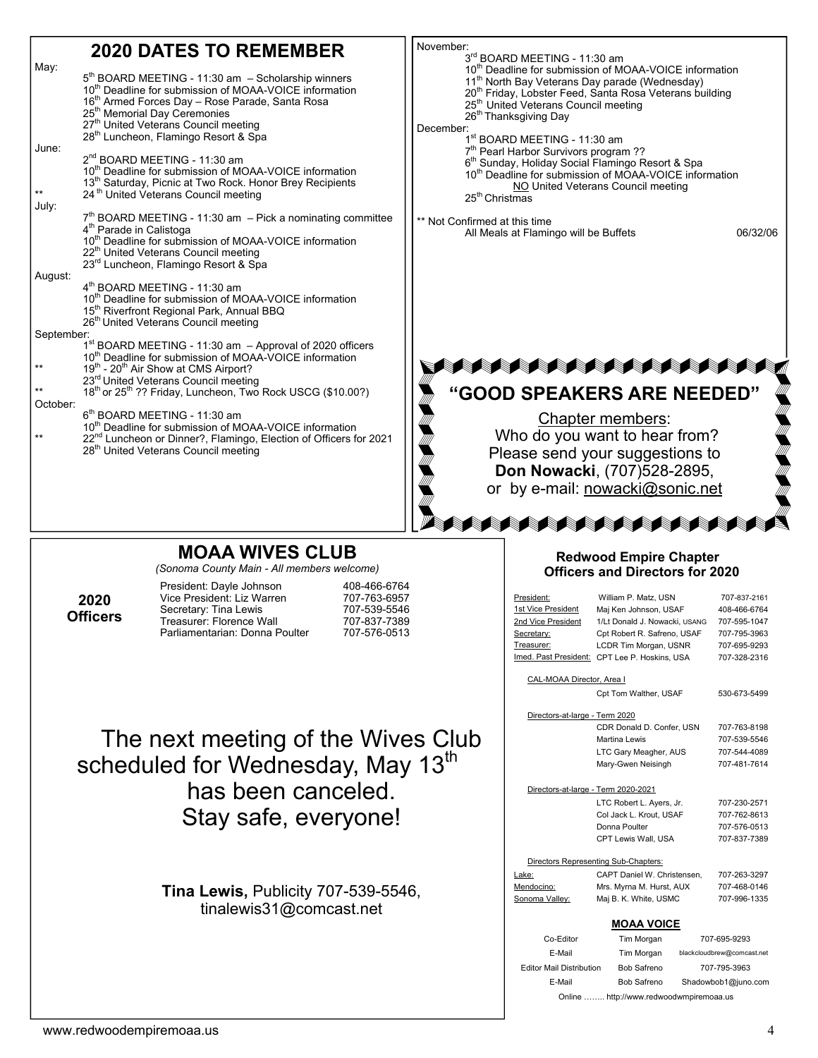# 2020 DATES TO REMEMBER

May:

- 5th BOARD MEETING - 11:30 am – Scholarship winners
- 10th Deadline for submission of MOAA-VOICE information
- 16th Armed Forces Day – Rose Parade, Santa Rosa
- 25th Memorial Day Ceremonies
- 27th United Veterans Council meeting
- 28th Luncheon, Flamingo Resort & Spa

June:

- 2nd BOARD MEETING - 11:30 am
- 10th Deadline for submission of MOAA-VOICE information
- 13th Saturday, Picnic at Two Rock. Honor Brey Recipients
- ** 24th United Veterans Council meeting

July:

- 7th BOARD MEETING - 11:30 am – Pick a nominating committee
- 4th Parade in Calistoga
- 10th Deadline for submission of MOAA-VOICE information
- 22th United Veterans Council meeting
- 23rd Luncheon, Flamingo Resort & Spa

August:

- 4th BOARD MEETING - 11:30 am
- 10th Deadline for submission of MOAA-VOICE information
- 15th Riverfront Regional Park, Annual BBQ
- 26th United Veterans Council meeting

September:

- 1st BOARD MEETING - 11:30 am – Approval of 2020 officers
- 10th Deadline for submission of MOAA-VOICE information
- ** 19th - 20th Air Show at CMS Airport?
- 23rd United Veterans Council meeting
- ** 18th or 25th ?? Friday, Luncheon, Two Rock USCG ($10.00?)

October:

- 6th BOARD MEETING - 11:30 am
- 10th Deadline for submission of MOAA-VOICE information
- ** 22nd Luncheon or Dinner?, Flamingo, Election of Officers for 2021
- 28th United Veterans Council meeting

November:

- 3rd BOARD MEETING - 11:30 am
- 10th Deadline for submission of MOAA-VOICE information
- 11th North Bay Veterans Day parade (Wednesday)
- 20th Friday, Lobster Feed, Santa Rosa Veterans building
- 25th United Veterans Council meeting
- 26th Thanksgiving Day

December:

- 1st BOARD MEETING - 11:30 am
- 7th Pearl Harbor Survivors program ??
- 6th Sunday, Holiday Social Flamingo Resort & Spa
- 10th Deadline for submission of MOAA-VOICE information
- NO United Veterans Council meeting
- 25th Christmas

** Not Confirmed at this time
All Meals at Flamingo will be Buffets — 06/32/06

## "GOOD SPEAKERS ARE NEEDED"

Chapter members:
Who do you want to hear from?
Please send your suggestions to
**Don Nowacki**, (707)528-2895,
or by e-mail: nowacki@sonic.net

## MOAA WIVES CLUB

*(Sonoma County Main - All members welcome)*

**2020 Officers**

| | |
|---|---|
| President: Dayle Johnson | 408-466-6764 |
| Vice President: Liz Warren | 707-763-6957 |
| Secretary: Tina Lewis | 707-539-5546 |
| Treasurer: Florence Wall | 707-837-7389 |
| Parliamentarian: Donna Poulter | 707-576-0513 |

The next meeting of the Wives Club scheduled for Wednesday, May 13th has been canceled.
Stay safe, everyone!

**Tina Lewis,** Publicity 707-539-5546,
tinalewis31@comcast.net

### Redwood Empire Chapter Officers and Directors for 2020

| | | |
|---|---|---|
| President: | William P. Matz, USN | 707-837-2161 |
| 1st Vice President | Maj Ken Johnson, USAF | 408-466-6764 |
| 2nd Vice President | 1/Lt Donald J. Nowacki, USANG | 707-595-1047 |
| Secretary: | Cpt Robert R. Safreno, USAF | 707-795-3963 |
| Treasurer: | LCDR Tim Morgan, USNR | 707-695-9293 |
| Imed. Past President: | CPT Lee P. Hoskins, USA | 707-328-2316 |

CAL-MOAA Director, Area I

| | | |
|---|---|---|
| | Cpt Tom Walther, USAF | 530-673-5499 |

Directors-at-large - Term 2020

| | | |
|---|---|---|
| | CDR Donald D. Confer, USN | 707-763-8198 |
| | Martina Lewis | 707-539-5546 |
| | LTC Gary Meagher, AUS | 707-544-4089 |
| | Mary-Gwen Neisingh | 707-481-7614 |

Directors-at-large - Term 2020-2021

| | | |
|---|---|---|
| | LTC Robert L. Ayers, Jr. | 707-230-2571 |
| | Col Jack L. Krout, USAF | 707-762-8613 |
| | Donna Poulter | 707-576-0513 |
| | CPT Lewis Wall, USA | 707-837-7389 |

Directors Representing Sub-Chapters:

| | | |
|---|---|---|
| Lake: | CAPT Daniel W. Christensen, | 707-263-3297 |
| Mendocino: | Mrs. Myrna M. Hurst, AUX | 707-468-0146 |
| Sonoma Valley: | Maj B. K. White, USMC | 707-996-1335 |

#### MOAA VOICE

| | | |
|---|---|---|
| Co-Editor | Tim Morgan | 707-695-9293 |
| E-Mail | Tim Morgan | blackcloudbrew@comcast.net |
| Editor Mail Distribution | Bob Safreno | 707-795-3963 |
| E-Mail | Bob Safreno | Shadowbob1@juno.com |

Online …….. http://www.redwoodwmpiremoaa.us

www.redwoodempiremoaa.us